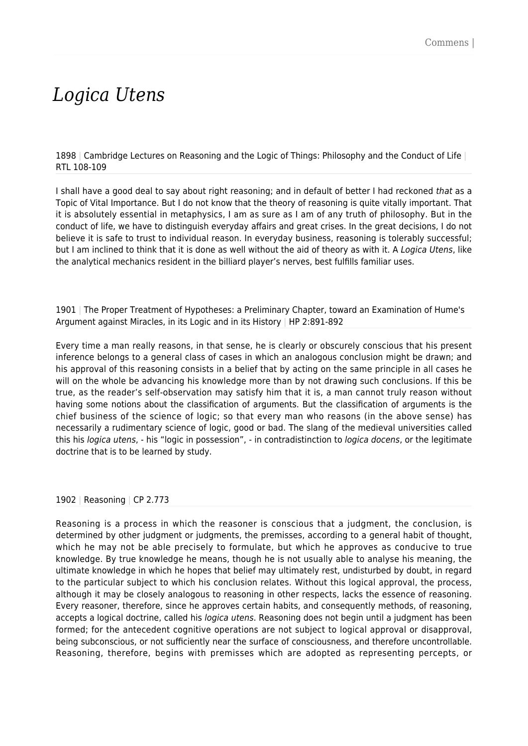# *Logica Utens*

1898 | Cambridge Lectures on Reasoning and the Logic of Things: Philosophy and the Conduct of Life | RTL 108-109

I shall have a good deal to say about right reasoning; and in default of better I had reckoned *that* as a Topic of Vital Importance. But I do not know that the theory of reasoning is quite vitally important. That it is absolutely essential in metaphysics, I am as sure as I am of any truth of philosophy. But in the conduct of life, we have to distinguish everyday affairs and great crises. In the great decisions, I do not believe it is safe to trust to individual reason. In everyday business, reasoning is tolerably successful; but I am inclined to think that it is done as well without the aid of theory as with it. A *Logica Utens*, like the analytical mechanics resident in the billiard player's nerves, best fulfills familiar uses.

1901 | The Proper Treatment of Hypotheses: a Preliminary Chapter, toward an Examination of Hume's Argument against Miracles, in its Logic and in its History | HP 2:891-892

Every time a man really reasons, in that sense, he is clearly or obscurely conscious that his present inference belongs to a general class of cases in which an analogous conclusion might be drawn; and his approval of this reasoning consists in a belief that by acting on the same principle in all cases he will on the whole be advancing his knowledge more than by not drawing such conclusions. If this be true, as the reader's self-observation may satisfy him that it is, a man cannot truly reason without having some notions about the classification of arguments. But the classification of arguments is the chief business of the science of logic; so that every man who reasons (in the above sense) has necessarily a rudimentary science of logic, good or bad. The slang of the medieval universities called this his *logica utens*, - his "logic in possession", - in contradistinction to *logica docens*, or the legitimate doctrine that is to be learned by study.

1902 | Reasoning | CP 2.773

Reasoning is a process in which the reasoner is conscious that a judgment, the conclusion, is determined by other judgment or judgments, the premisses, according to a general habit of thought, which he may not be able precisely to formulate, but which he approves as conducive to true knowledge. By true knowledge he means, though he is not usually able to analyse his meaning, the ultimate knowledge in which he hopes that belief may ultimately rest, undisturbed by doubt, in regard to the particular subject to which his conclusion relates. Without this logical approval, the process, although it may be closely analogous to reasoning in other respects, lacks the essence of reasoning. Every reasoner, therefore, since he approves certain habits, and consequently methods, of reasoning, accepts a logical doctrine, called his *logica utens*. Reasoning does not begin until a judgment has been formed; for the antecedent cognitive operations are not subject to logical approval or disapproval, being subconscious, or not sufficiently near the surface of consciousness, and therefore uncontrollable. Reasoning, therefore, begins with premisses which are adopted as representing percepts, or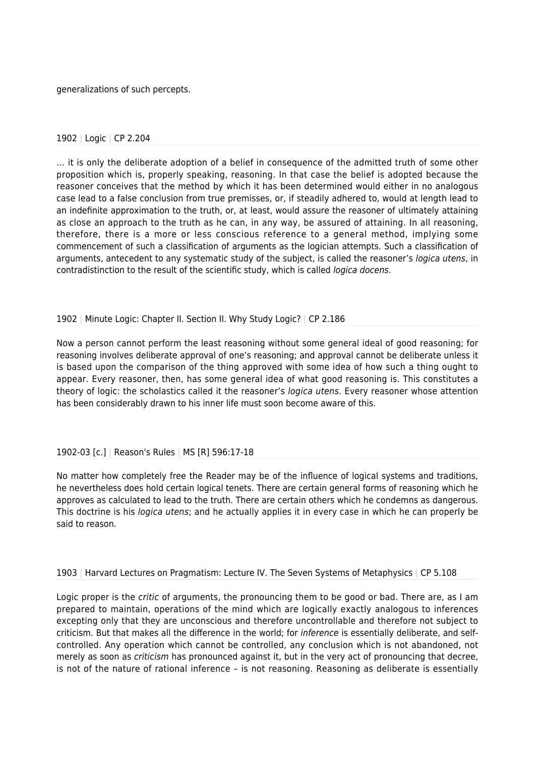generalizations of such percepts.

1902 | Logic | CP 2.204

… it is only the deliberate adoption of a belief in consequence of the admitted truth of some other proposition which is, properly speaking, reasoning. In that case the belief is adopted because the reasoner conceives that the method by which it has been determined would either in no analogous case lead to a false conclusion from true premisses, or, if steadily adhered to, would at length lead to an indefinite approximation to the truth, or, at least, would assure the reasoner of ultimately attaining as close an approach to the truth as he can, in any way, be assured of attaining. In all reasoning, therefore, there is a more or less conscious reference to a general method, implying some commencement of such a classification of arguments as the logician attempts. Such a classification of arguments, antecedent to any systematic study of the subject, is called the reasoner's *logica utens*, in contradistinction to the result of the scientific study, which is called *logica docens*.

1902 | Minute Logic: Chapter II. Section II. Why Study Logic? | CP 2.186

Now a person cannot perform the least reasoning without some general ideal of good reasoning; for reasoning involves deliberate approval of one's reasoning; and approval cannot be deliberate unless it is based upon the comparison of the thing approved with some idea of how such a thing ought to appear. Every reasoner, then, has some general idea of what good reasoning is. This constitutes a theory of logic: the scholastics called it the reasoner's *logica utens*. Every reasoner whose attention has been considerably drawn to his inner life must soon become aware of this.

1902-03 [c.] | Reason's Rules | MS [R] 596:17-18

No matter how completely free the Reader may be of the influence of logical systems and traditions, he nevertheless does hold certain logical tenets. There are certain general forms of reasoning which he approves as calculated to lead to the truth. There are certain others which he condemns as dangerous. This doctrine is his *logica utens*; and he actually applies it in every case in which he can properly be said to reason.

1903 | Harvard Lectures on Pragmatism: Lecture IV. The Seven Systems of Metaphysics | CP 5.108

Logic proper is the *critic* of arguments, the pronouncing them to be good or bad. There are, as I am prepared to maintain, operations of the mind which are logically exactly analogous to inferences excepting only that they are unconscious and therefore uncontrollable and therefore not subject to criticism. But that makes all the difference in the world; for *inference* is essentially deliberate, and self-controlled. Any operation which cannot be controlled, any conclusion which is not abandoned, not merely as soon as *criticism* has pronounced against it, but in the very act of pronouncing that decree, is not of the nature of rational inference – is not reasoning. Reasoning as deliberate is essentially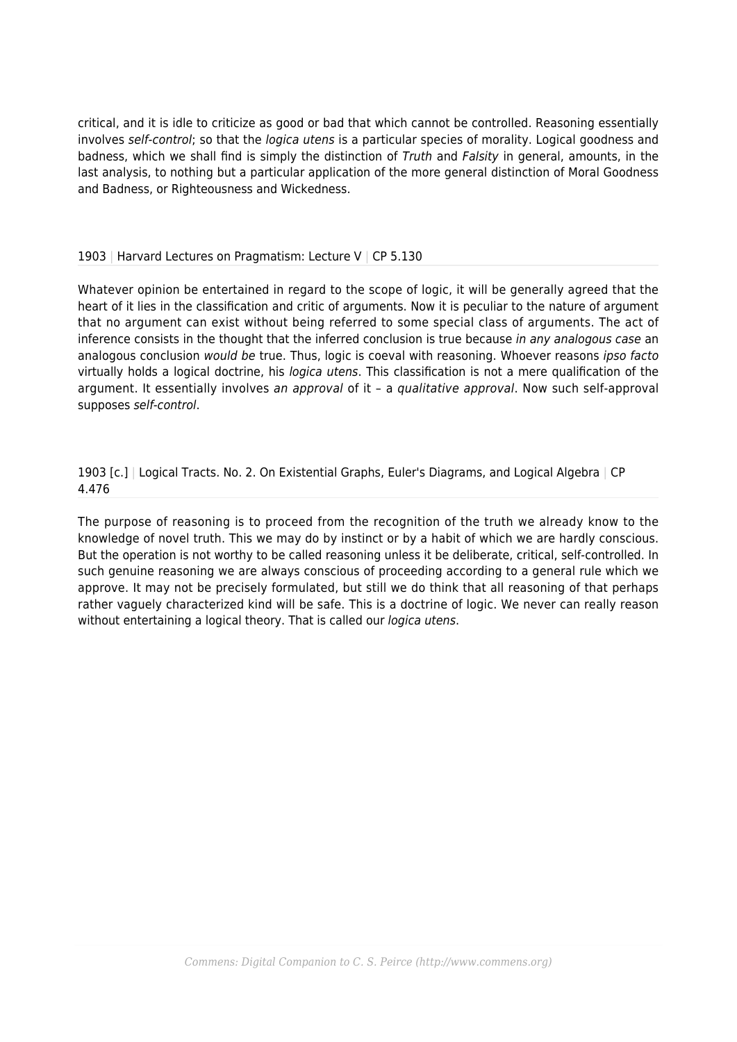critical, and it is idle to criticize as good or bad that which cannot be controlled. Reasoning essentially involves *self-control*; so that the *logica utens* is a particular species of morality. Logical goodness and badness, which we shall find is simply the distinction of *Truth* and *Falsity* in general, amounts, in the last analysis, to nothing but a particular application of the more general distinction of Moral Goodness and Badness, or Righteousness and Wickedness.

1903 | Harvard Lectures on Pragmatism: Lecture V | CP 5.130

Whatever opinion be entertained in regard to the scope of logic, it will be generally agreed that the heart of it lies in the classification and critic of arguments. Now it is peculiar to the nature of argument that no argument can exist without being referred to some special class of arguments. The act of inference consists in the thought that the inferred conclusion is true because *in any analogous case* an analogous conclusion *would be* true. Thus, logic is coeval with reasoning. Whoever reasons *ipso facto* virtually holds a logical doctrine, his *logica utens*. This classification is not a mere qualification of the argument. It essentially involves *an approval* of it – a *qualitative approval*. Now such self-approval supposes *self-control*.

1903 [c.] | Logical Tracts. No. 2. On Existential Graphs, Euler's Diagrams, and Logical Algebra | CP 4.476

The purpose of reasoning is to proceed from the recognition of the truth we already know to the knowledge of novel truth. This we may do by instinct or by a habit of which we are hardly conscious. But the operation is not worthy to be called reasoning unless it be deliberate, critical, self-controlled. In such genuine reasoning we are always conscious of proceeding according to a general rule which we approve. It may not be precisely formulated, but still we do think that all reasoning of that perhaps rather vaguely characterized kind will be safe. This is a doctrine of logic. We never can really reason without entertaining a logical theory. That is called our *logica utens*.